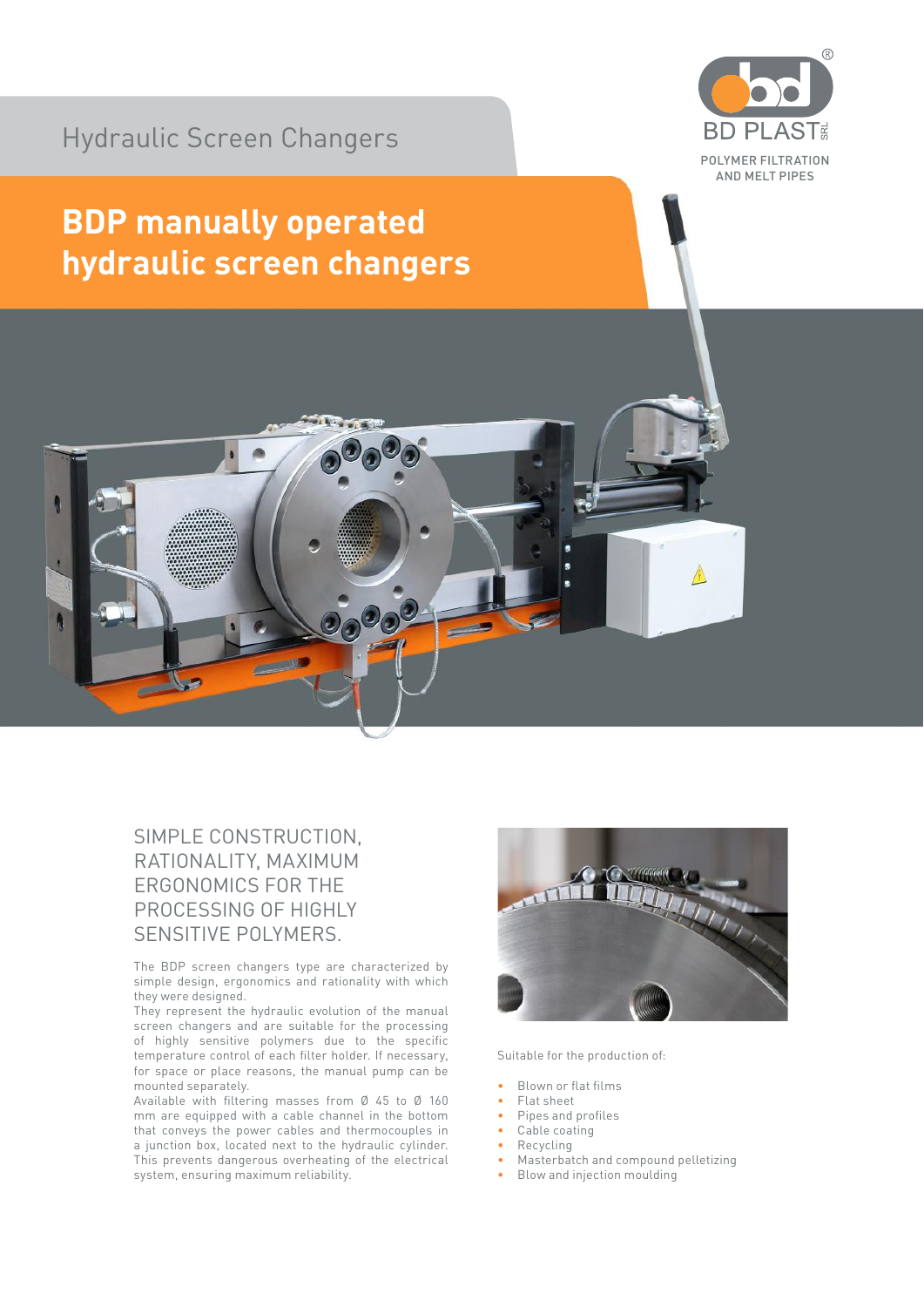Hydraulic Screen Changers

BD PLAST SRL

POLYMER FILTRATION AND MELT PIPES

# BDP manually operated hydraulic screen changers

## SIMPLE CONSTRUCTION, RATIONALITY, MAXIMUM ERGONOMICS FOR THE PROCESSING OF HIGHLY SENSITIVE POLYMERS.

The BDP screen changers type are characterized by simple design, ergonomics and rationality with which they were designed.
They represent the hydraulic evolution of the manual screen changers and are suitable for the processing of highly sensitive polymers due to the specific temperature control of each filter holder. If necessary, for space or place reasons, the manual pump can be mounted separately.
Available with filtering masses from Ø 45 to Ø 160 mm are equipped with a cable channel in the bottom that conveys the power cables and thermocouples in a junction box, located next to the hydraulic cylinder. This prevents dangerous overheating of the electrical system, ensuring maximum reliability.

Suitable for the production of:

- Blown or flat films
- Flat sheet
- Pipes and profiles
- Cable coating
- Recycling
- Masterbatch and compound pelletizing
- Blow and injection moulding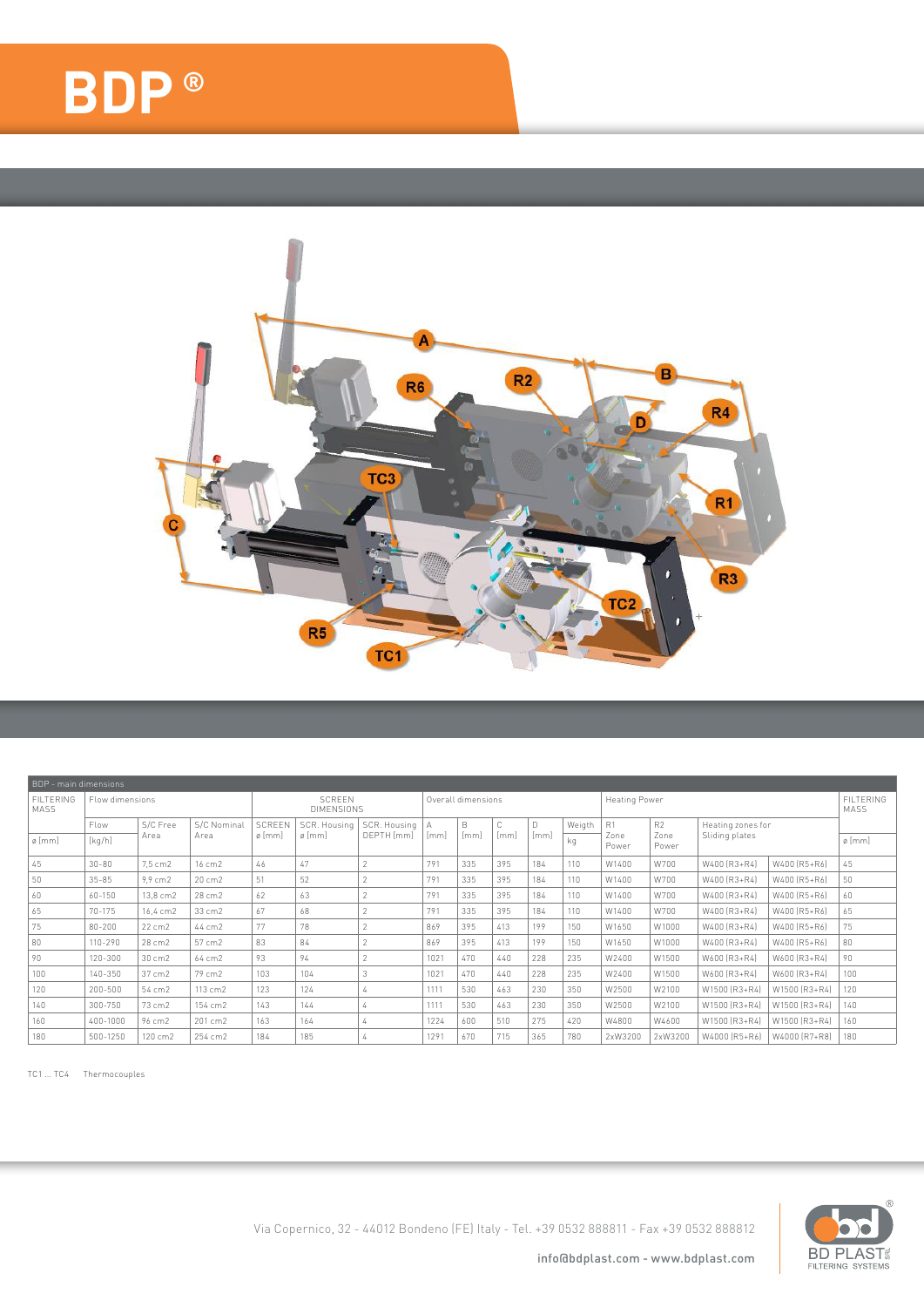# BDP®

A
B
R6
R2
R4
D
TC3
C
R1
R3
TC2
R5
TC1

| BDP - main dimensions | | | | | | | | | | | | | | | | |
|---|---|---|---|---|---|---|---|---|---|---|---|---|---|---|---|---|
| FILTERING MASS | Flow dimensions | | | SCREEN DIMENSIONS | | | Overall dimensions | | | | | Heating Power | | | | FILTERING MASS |
| | Flow | S/C Free Area | S/C Nominal Area | SCREEN ø [mm] | SCR. Housing ø [mm] | SCR. Housing DEPTH [mm] | A [mm] | B [mm] | C [mm] | D [mm] | Weigth kg | R1 Zone Power | R2 Zone Power | Heating zones for Sliding plates | | |
| ø [mm] | [kg/h] | | | | | | | | | | | | | | | ø [mm] |
| 45 | 30-80 | 7,5 cm2 | 16 cm2 | 46 | 47 | 2 | 791 | 335 | 395 | 184 | 110 | W1400 | W700 | W400 (R3+R4) | W400 (R5+R6) | 45 |
| 50 | 35-85 | 9,9 cm2 | 20 cm2 | 51 | 52 | 2 | 791 | 335 | 395 | 184 | 110 | W1400 | W700 | W400 (R3+R4) | W400 (R5+R6) | 50 |
| 60 | 60-150 | 13,8 cm2 | 28 cm2 | 62 | 63 | 2 | 791 | 335 | 395 | 184 | 110 | W1400 | W700 | W400 (R3+R4) | W400 (R5+R6) | 60 |
| 65 | 70-175 | 16,4 cm2 | 33 cm2 | 67 | 68 | 2 | 791 | 335 | 395 | 184 | 110 | W1400 | W700 | W400 (R3+R4) | W400 (R5+R6) | 65 |
| 75 | 80-200 | 22 cm2 | 44 cm2 | 77 | 78 | 2 | 869 | 395 | 413 | 199 | 150 | W1650 | W1000 | W400 (R3+R4) | W400 (R5+R6) | 75 |
| 80 | 110-290 | 28 cm2 | 57 cm2 | 83 | 84 | 2 | 869 | 395 | 413 | 199 | 150 | W1650 | W1000 | W400 (R3+R4) | W400 (R5+R6) | 80 |
| 90 | 120-300 | 30 cm2 | 64 cm2 | 93 | 94 | 2 | 1021 | 470 | 440 | 228 | 235 | W2400 | W1500 | W600 (R3+R4) | W600 (R3+R4) | 90 |
| 100 | 140-350 | 37 cm2 | 79 cm2 | 103 | 104 | 3 | 1021 | 470 | 440 | 228 | 235 | W2400 | W1500 | W600 (R3+R4) | W600 (R3+R4) | 100 |
| 120 | 200-500 | 54 cm2 | 113 cm2 | 123 | 124 | 4 | 1111 | 530 | 463 | 230 | 350 | W2500 | W2100 | W1500 (R3+R4) | W1500 (R3+R4) | 120 |
| 140 | 300-750 | 73 cm2 | 154 cm2 | 143 | 144 | 4 | 1111 | 530 | 463 | 230 | 350 | W2500 | W2100 | W1500 (R3+R4) | W1500 (R3+R4) | 140 |
| 160 | 400-1000 | 96 cm2 | 201 cm2 | 163 | 164 | 4 | 1224 | 600 | 510 | 275 | 420 | W4800 | W4600 | W1500 (R3+R4) | W1500 (R3+R4) | 160 |
| 180 | 500-1250 | 120 cm2 | 254 cm2 | 184 | 185 | 4 | 1291 | 670 | 715 | 365 | 780 | 2xW3200 | 2xW3200 | W4000 (R5+R6) | W4000 (R7+R8) | 180 |

TC1 ... TC4 Thermocouples

Via Copernico, 32 - 44012 Bondeno (FE) Italy - Tel. +39 0532 888811 - Fax +39 0532 888812

info@bdplast.com - www.bdplast.com

BD PLAST® FILTERING SYSTEMS